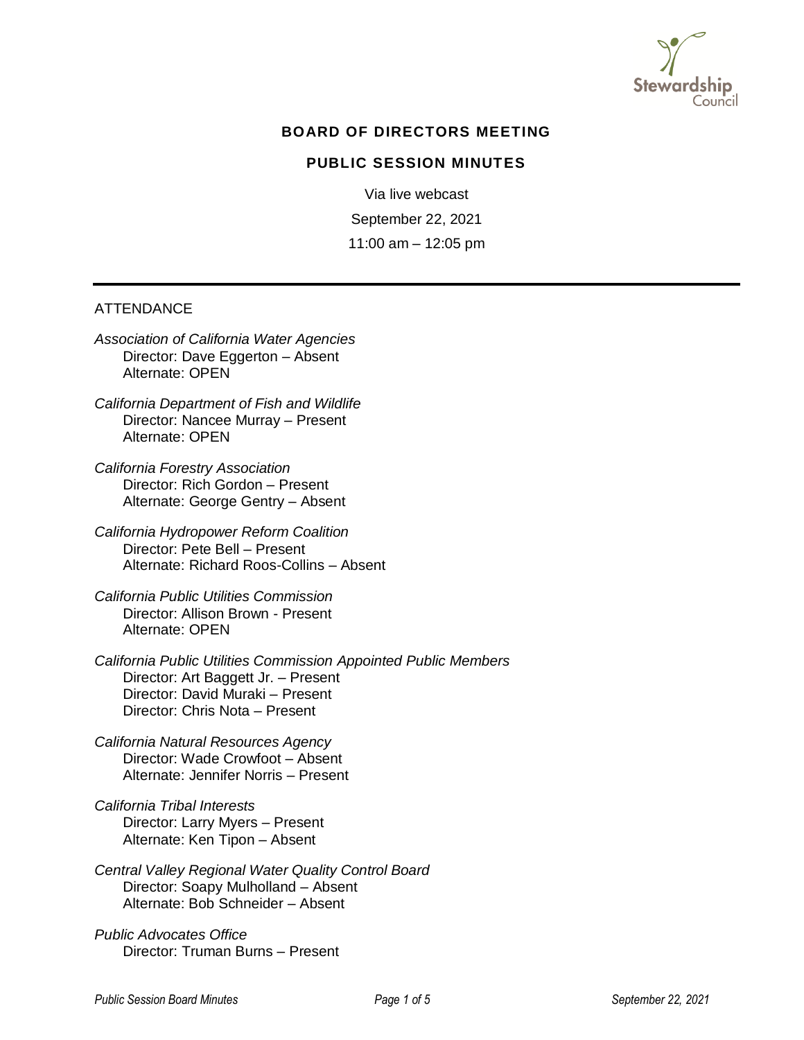## BOARD OF DIRECTORS MEETING

### PUBLIC SESSION MINUTES

Via live webcast

September 22, 2021

11:00 am – 12:05 pm

---

ATTENDANCE

*Association of California Water Agencies*
Director: Dave Eggerton – Absent
Alternate: OPEN

*California Department of Fish and Wildlife*
Director: Nancee Murray – Present
Alternate: OPEN

*California Forestry Association*
Director: Rich Gordon – Present
Alternate: George Gentry – Absent

*California Hydropower Reform Coalition*
Director: Pete Bell – Present
Alternate: Richard Roos-Collins – Absent

*California Public Utilities Commission*
Director: Allison Brown - Present
Alternate: OPEN

*California Public Utilities Commission Appointed Public Members*
Director: Art Baggett Jr. – Present
Director: David Muraki – Present
Director: Chris Nota – Present

*California Natural Resources Agency*
Director: Wade Crowfoot – Absent
Alternate: Jennifer Norris – Present

*California Tribal Interests*
Director: Larry Myers – Present
Alternate: Ken Tipon – Absent

*Central Valley Regional Water Quality Control Board*
Director: Soapy Mulholland – Absent
Alternate: Bob Schneider – Absent

*Public Advocates Office*
Director: Truman Burns – Present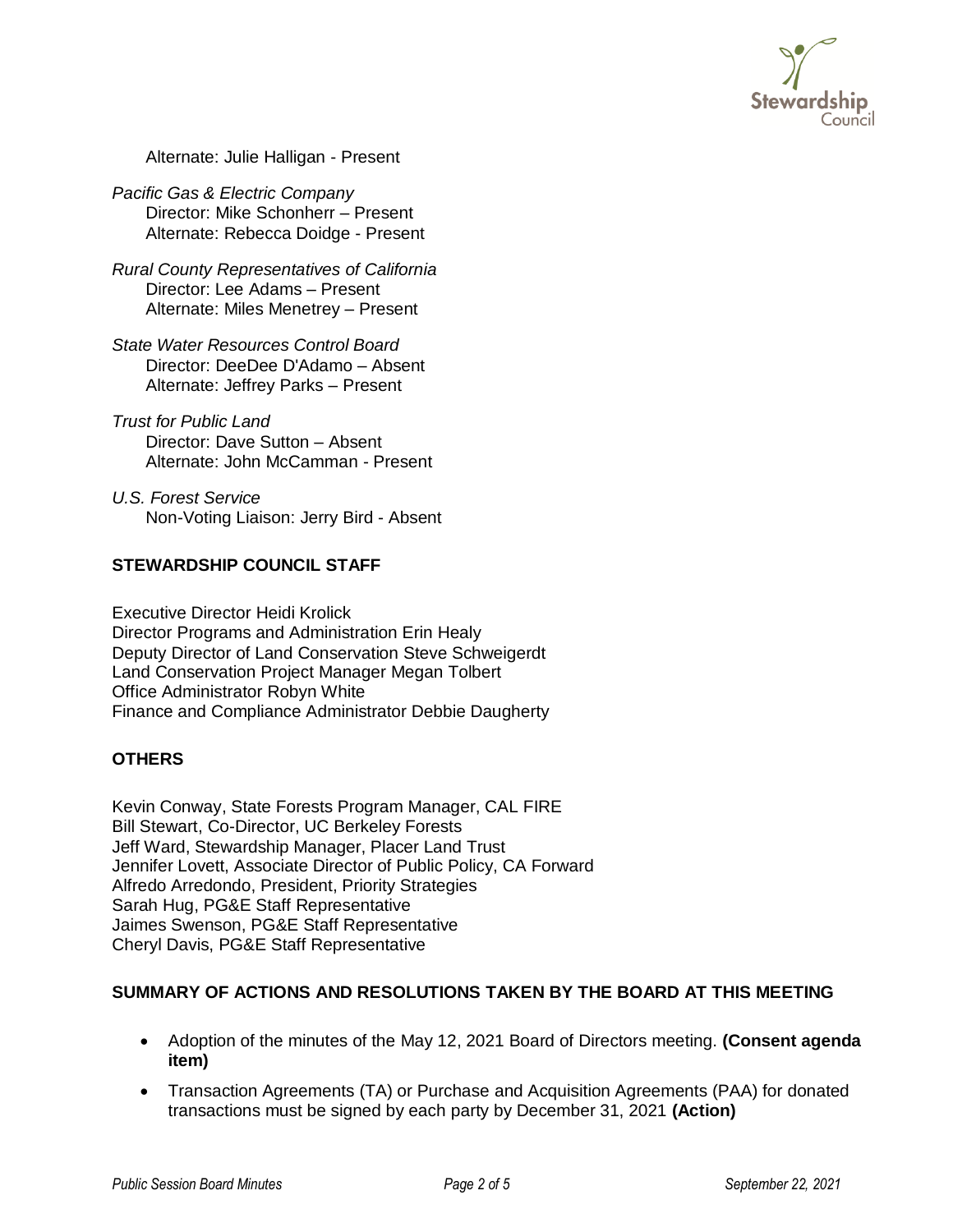Alternate: Julie Halligan - Present

*Pacific Gas & Electric Company*
Director: Mike Schonherr – Present
Alternate: Rebecca Doidge - Present

*Rural County Representatives of California*
Director: Lee Adams – Present
Alternate: Miles Menetrey – Present

*State Water Resources Control Board*
Director: DeeDee D'Adamo – Absent
Alternate: Jeffrey Parks – Present

*Trust for Public Land*
Director: Dave Sutton – Absent
Alternate: John McCamman - Present

*U.S. Forest Service*
Non-Voting Liaison: Jerry Bird - Absent

## STEWARDSHIP COUNCIL STAFF

Executive Director Heidi Krolick
Director Programs and Administration Erin Healy
Deputy Director of Land Conservation Steve Schweigerdt
Land Conservation Project Manager Megan Tolbert
Office Administrator Robyn White
Finance and Compliance Administrator Debbie Daugherty

## OTHERS

Kevin Conway, State Forests Program Manager, CAL FIRE
Bill Stewart, Co-Director, UC Berkeley Forests
Jeff Ward, Stewardship Manager, Placer Land Trust
Jennifer Lovett, Associate Director of Public Policy, CA Forward
Alfredo Arredondo, President, Priority Strategies
Sarah Hug, PG&E Staff Representative
Jaimes Swenson, PG&E Staff Representative
Cheryl Davis, PG&E Staff Representative

## SUMMARY OF ACTIONS AND RESOLUTIONS TAKEN BY THE BOARD AT THIS MEETING

- Adoption of the minutes of the May 12, 2021 Board of Directors meeting. **(Consent agenda item)**
- Transaction Agreements (TA) or Purchase and Acquisition Agreements (PAA) for donated transactions must be signed by each party by December 31, 2021 **(Action)**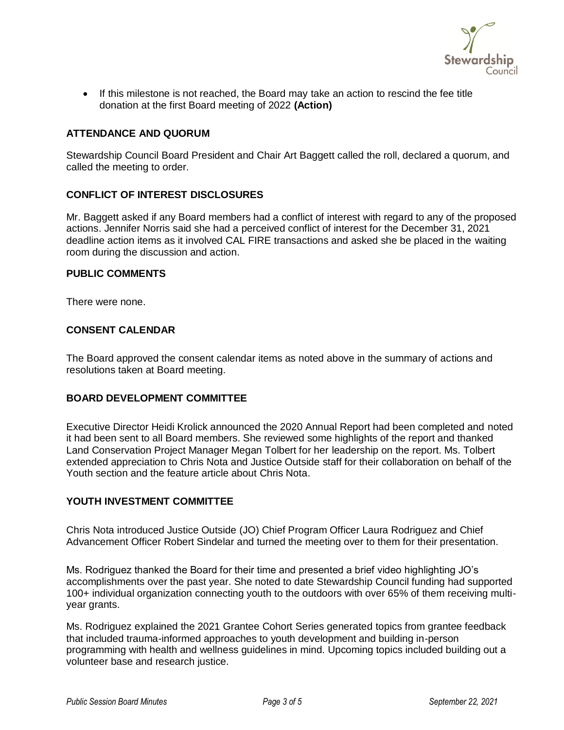- If this milestone is not reached, the Board may take an action to rescind the fee title donation at the first Board meeting of 2022 **(Action)**

## ATTENDANCE AND QUORUM

Stewardship Council Board President and Chair Art Baggett called the roll, declared a quorum, and called the meeting to order.

## CONFLICT OF INTEREST DISCLOSURES

Mr. Baggett asked if any Board members had a conflict of interest with regard to any of the proposed actions. Jennifer Norris said she had a perceived conflict of interest for the December 31, 2021 deadline action items as it involved CAL FIRE transactions and asked she be placed in the waiting room during the discussion and action.

## PUBLIC COMMENTS

There were none.

## CONSENT CALENDAR

The Board approved the consent calendar items as noted above in the summary of actions and resolutions taken at Board meeting.

## BOARD DEVELOPMENT COMMITTEE

Executive Director Heidi Krolick announced the 2020 Annual Report had been completed and noted it had been sent to all Board members. She reviewed some highlights of the report and thanked Land Conservation Project Manager Megan Tolbert for her leadership on the report. Ms. Tolbert extended appreciation to Chris Nota and Justice Outside staff for their collaboration on behalf of the Youth section and the feature article about Chris Nota.

## YOUTH INVESTMENT COMMITTEE

Chris Nota introduced Justice Outside (JO) Chief Program Officer Laura Rodriguez and Chief Advancement Officer Robert Sindelar and turned the meeting over to them for their presentation.

Ms. Rodriguez thanked the Board for their time and presented a brief video highlighting JO's accomplishments over the past year. She noted to date Stewardship Council funding had supported 100+ individual organization connecting youth to the outdoors with over 65% of them receiving multi-year grants.

Ms. Rodriguez explained the 2021 Grantee Cohort Series generated topics from grantee feedback that included trauma-informed approaches to youth development and building in-person programming with health and wellness guidelines in mind. Upcoming topics included building out a volunteer base and research justice.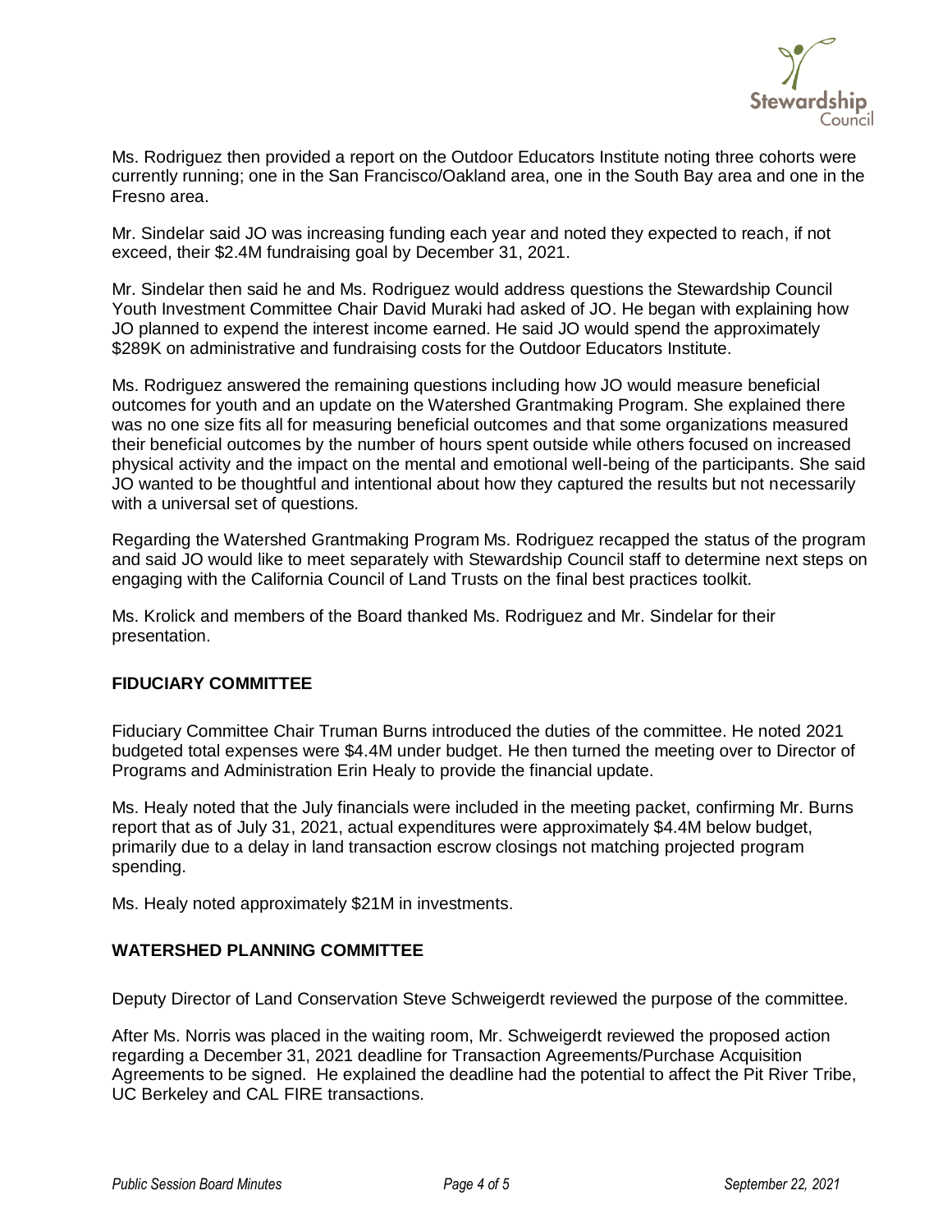Ms. Rodriguez then provided a report on the Outdoor Educators Institute noting three cohorts were currently running; one in the San Francisco/Oakland area, one in the South Bay area and one in the Fresno area.

Mr. Sindelar said JO was increasing funding each year and noted they expected to reach, if not exceed, their $2.4M fundraising goal by December 31, 2021.

Mr. Sindelar then said he and Ms. Rodriguez would address questions the Stewardship Council Youth Investment Committee Chair David Muraki had asked of JO. He began with explaining how JO planned to expend the interest income earned. He said JO would spend the approximately $289K on administrative and fundraising costs for the Outdoor Educators Institute.

Ms. Rodriguez answered the remaining questions including how JO would measure beneficial outcomes for youth and an update on the Watershed Grantmaking Program. She explained there was no one size fits all for measuring beneficial outcomes and that some organizations measured their beneficial outcomes by the number of hours spent outside while others focused on increased physical activity and the impact on the mental and emotional well-being of the participants. She said JO wanted to be thoughtful and intentional about how they captured the results but not necessarily with a universal set of questions.

Regarding the Watershed Grantmaking Program Ms. Rodriguez recapped the status of the program and said JO would like to meet separately with Stewardship Council staff to determine next steps on engaging with the California Council of Land Trusts on the final best practices toolkit.

Ms. Krolick and members of the Board thanked Ms. Rodriguez and Mr. Sindelar for their presentation.

**FIDUCIARY COMMITTEE**

Fiduciary Committee Chair Truman Burns introduced the duties of the committee. He noted 2021 budgeted total expenses were $4.4M under budget. He then turned the meeting over to Director of Programs and Administration Erin Healy to provide the financial update.

Ms. Healy noted that the July financials were included in the meeting packet, confirming Mr. Burns report that as of July 31, 2021, actual expenditures were approximately $4.4M below budget, primarily due to a delay in land transaction escrow closings not matching projected program spending.

Ms. Healy noted approximately $21M in investments.

**WATERSHED PLANNING COMMITTEE**

Deputy Director of Land Conservation Steve Schweigerdt reviewed the purpose of the committee.

After Ms. Norris was placed in the waiting room, Mr. Schweigerdt reviewed the proposed action regarding a December 31, 2021 deadline for Transaction Agreements/Purchase Acquisition Agreements to be signed. He explained the deadline had the potential to affect the Pit River Tribe, UC Berkeley and CAL FIRE transactions.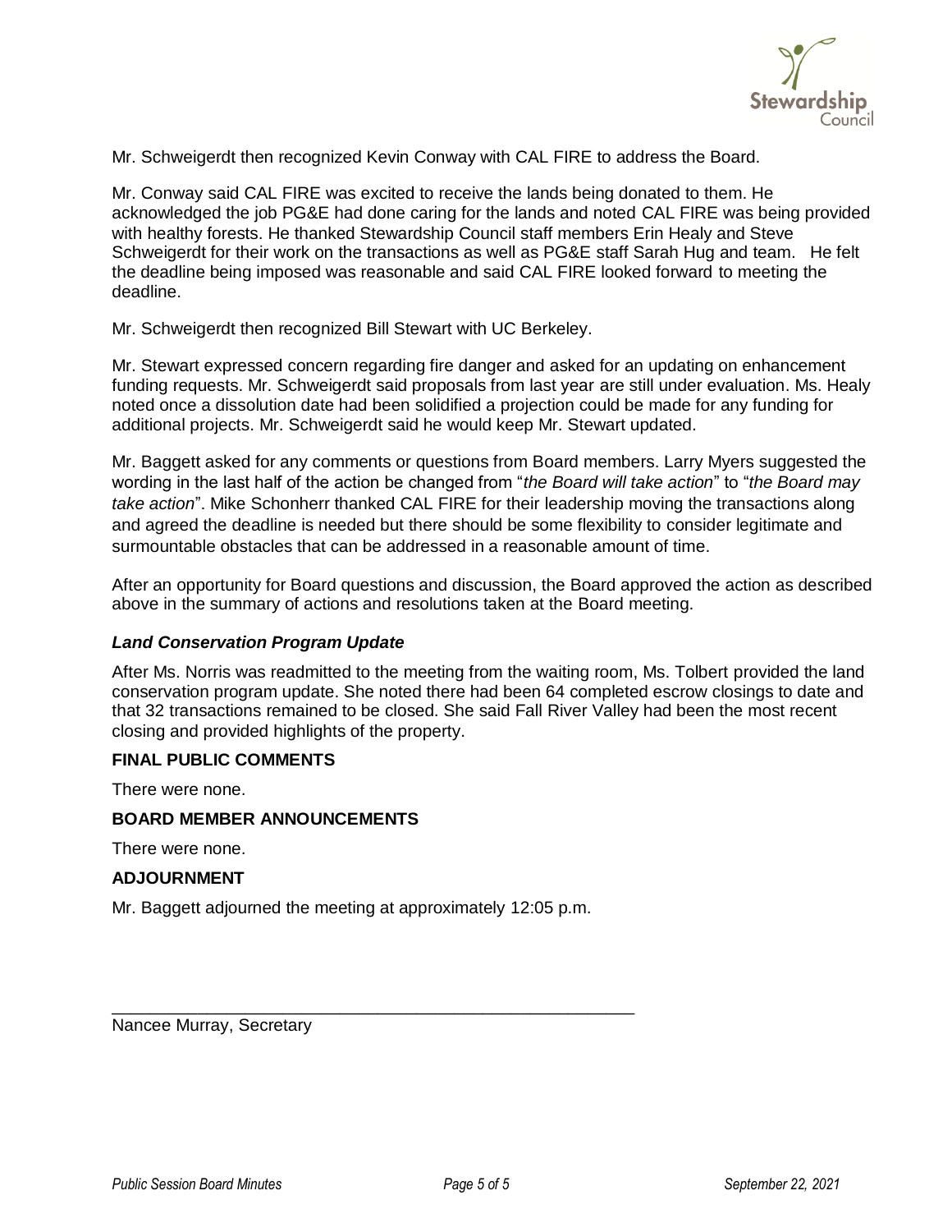Mr. Schweigerdt then recognized Kevin Conway with CAL FIRE to address the Board.

Mr. Conway said CAL FIRE was excited to receive the lands being donated to them. He acknowledged the job PG&E had done caring for the lands and noted CAL FIRE was being provided with healthy forests. He thanked Stewardship Council staff members Erin Healy and Steve Schweigerdt for their work on the transactions as well as PG&E staff Sarah Hug and team. He felt the deadline being imposed was reasonable and said CAL FIRE looked forward to meeting the deadline.

Mr. Schweigerdt then recognized Bill Stewart with UC Berkeley.

Mr. Stewart expressed concern regarding fire danger and asked for an updating on enhancement funding requests. Mr. Schweigerdt said proposals from last year are still under evaluation. Ms. Healy noted once a dissolution date had been solidified a projection could be made for any funding for additional projects. Mr. Schweigerdt said he would keep Mr. Stewart updated.

Mr. Baggett asked for any comments or questions from Board members. Larry Myers suggested the wording in the last half of the action be changed from "*the Board will take action*" to "*the Board may take action*". Mike Schonherr thanked CAL FIRE for their leadership moving the transactions along and agreed the deadline is needed but there should be some flexibility to consider legitimate and surmountable obstacles that can be addressed in a reasonable amount of time.

After an opportunity for Board questions and discussion, the Board approved the action as described above in the summary of actions and resolutions taken at the Board meeting.

### *Land Conservation Program Update*

After Ms. Norris was readmitted to the meeting from the waiting room, Ms. Tolbert provided the land conservation program update. She noted there had been 64 completed escrow closings to date and that 32 transactions remained to be closed. She said Fall River Valley had been the most recent closing and provided highlights of the property.

## FINAL PUBLIC COMMENTS

There were none.

## BOARD MEMBER ANNOUNCEMENTS

There were none.

## ADJOURNMENT

Mr. Baggett adjourned the meeting at approximately 12:05 p.m.

\_\_\_\_\_\_\_\_\_\_\_\_\_\_\_\_\_\_\_\_\_\_\_\_\_\_\_\_\_\_\_\_\_\_\_\_\_\_\_\_\_\_\_\_\_\_\_\_

Nancee Murray, Secretary